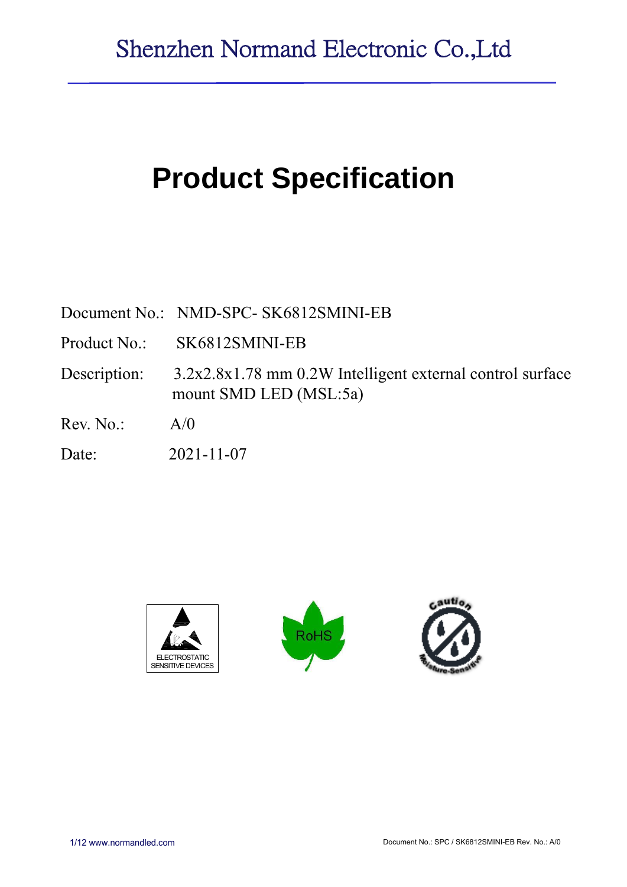Shenzhen Normand Electronic Co.,Ltd

# Product Specification

Document No.: NMD-SPC- SK6812SMINI-EB

Product No.: SK6812SMINI-EB

Description: 3.2x2.8x1.78 mm 0.2W Intelligent external control surface mount SMD LED (MSL:5a)

Rev. No.: A/0

Date: 2021-11-07

ELECTROSTATIC SENSITIVE DEVICES

RoHS

Caution Moisture-Sensitive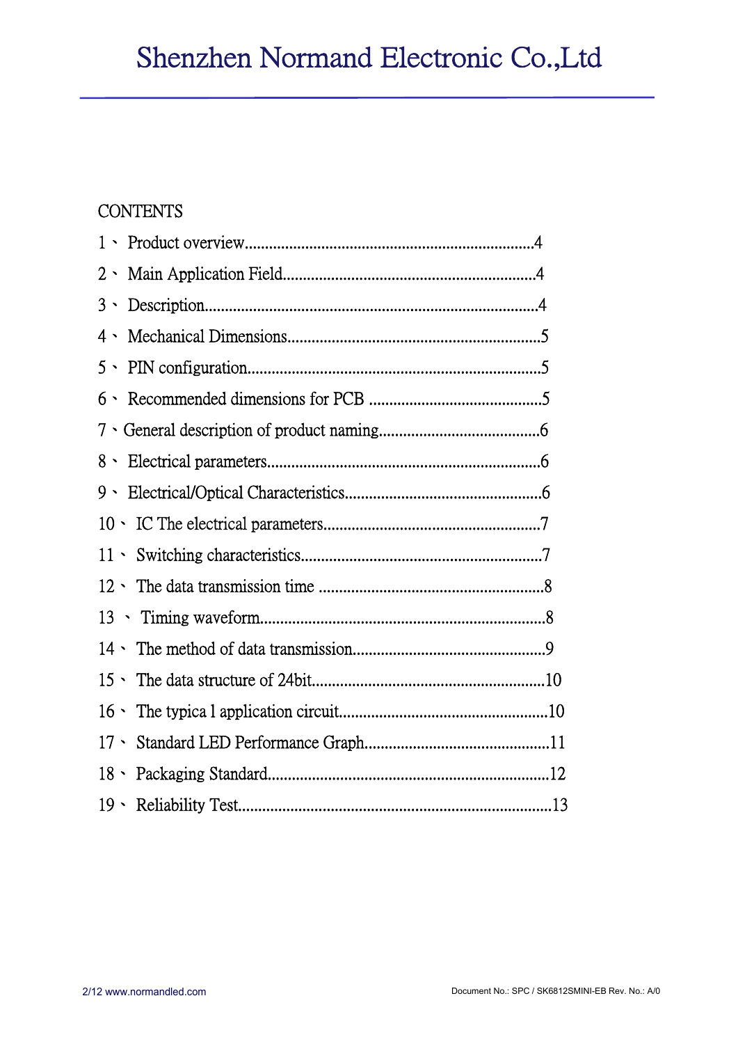# Shenzhen Normand Electronic Co.,Ltd

## CONTENTS

1、 Product overview......................................................................4

2、 Main Application Field..............................................................4

3、 Description..................................................................................4

4、 Mechanical Dimensions..............................................................5

5、 PIN configuration........................................................................5

6、 Recommended dimensions for PCB ...........................................5

7、General description of product naming........................................6

8、 Electrical parameters...................................................................6

9、 Electrical/Optical Characteristics.................................................6

10、 IC The electrical parameters.....................................................7

11、 Switching characteristics...........................................................7

12、 The data transmission time .......................................................8

13 、 Timing waveform......................................................................8

14、 The method of data transmission...............................................9

15、 The data structure of 24bit.........................................................10

16、 The typica l application circuit...................................................10

17、 Standard LED Performance Graph.............................................11

18、 Packaging Standard.....................................................................12

19、 Reliability Test.............................................................................13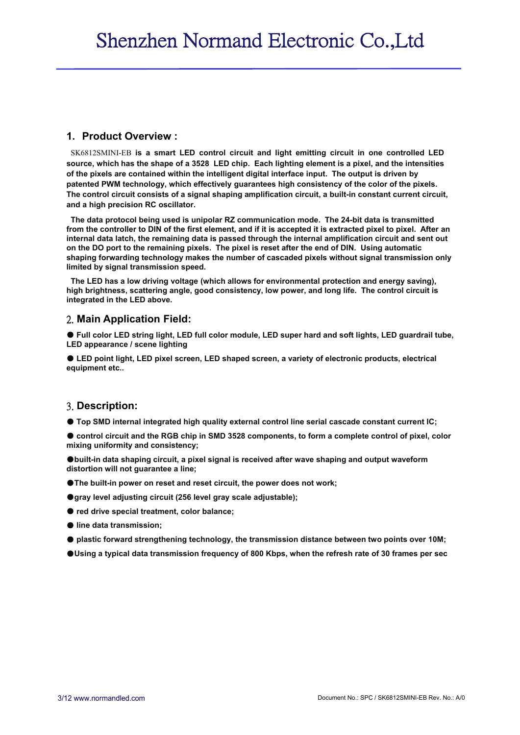# Shenzhen Normand Electronic Co.,Ltd

## 1. Product Overview :

SK6812SMINI-EB **is a smart LED control circuit and light emitting circuit in one controlled LED source, which has the shape of a 3528 LED chip. Each lighting element is a pixel, and the intensities of the pixels are contained within the intelligent digital interface input. The output is driven by patented PWM technology, which effectively guarantees high consistency of the color of the pixels. The control circuit consists of a signal shaping amplification circuit, a built-in constant current circuit, and a high precision RC oscillator.**

**The data protocol being used is unipolar RZ communication mode. The 24-bit data is transmitted from the controller to DIN of the first element, and if it is accepted it is extracted pixel to pixel. After an internal data latch, the remaining data is passed through the internal amplification circuit and sent out on the DO port to the remaining pixels. The pixel is reset after the end of DIN. Using automatic shaping forwarding technology makes the number of cascaded pixels without signal transmission only limited by signal transmission speed.**

**The LED has a low driving voltage (which allows for environmental protection and energy saving), high brightness, scattering angle, good consistency, low power, and long life. The control circuit is integrated in the LED above.**

## 2. Main Application Field:

- **Full color LED string light, LED full color module, LED super hard and soft lights, LED guardrail tube, LED appearance / scene lighting**
- **LED point light, LED pixel screen, LED shaped screen, a variety of electronic products, electrical equipment etc..**

## 3. Description:

- **Top SMD internal integrated high quality external control line serial cascade constant current IC;**
- **control circuit and the RGB chip in SMD 3528 components, to form a complete control of pixel, color mixing uniformity and consistency;**
- **built-in data shaping circuit, a pixel signal is received after wave shaping and output waveform distortion will not guarantee a line;**
- **The built-in power on reset and reset circuit, the power does not work;**
- **gray level adjusting circuit (256 level gray scale adjustable);**
- **red drive special treatment, color balance;**
- **line data transmission;**
- **plastic forward strengthening technology, the transmission distance between two points over 10M;**
- **Using a typical data transmission frequency of 800 Kbps, when the refresh rate of 30 frames per sec**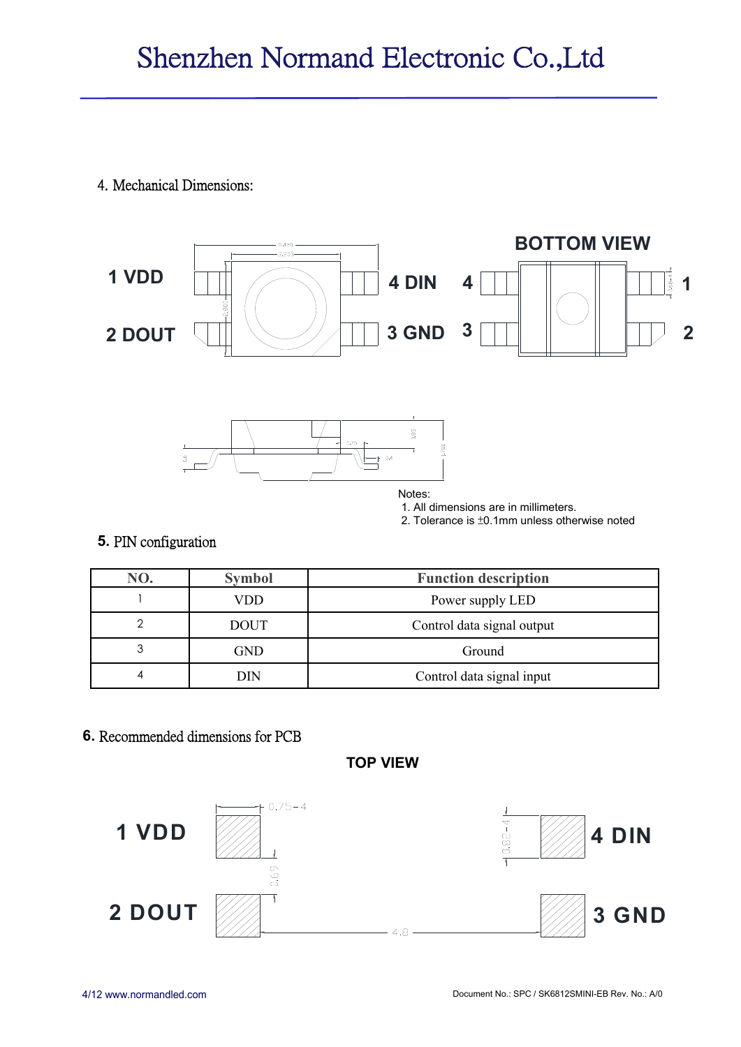## 4. Mechanical Dimensions:

1 VDD

2 DOUT

4 DIN

3 GND

BOTTOM VIEW

4 3 1 2

Notes:
1. All dimensions are in millimeters.
2. Tolerance is ±0.1mm unless otherwise noted

## 5. PIN configuration

| NO. | Symbol | Function description |
|---|---|---|
| 1 | VDD | Power supply LED |
| 2 | DOUT | Control data signal output |
| 3 | GND | Ground |
| 4 | DIN | Control data signal input |

## 6. Recommended dimensions for PCB

**TOP VIEW**

1 VDD

2 DOUT

4 DIN

3 GND

0.75-4

0.69

0.82-4

4.8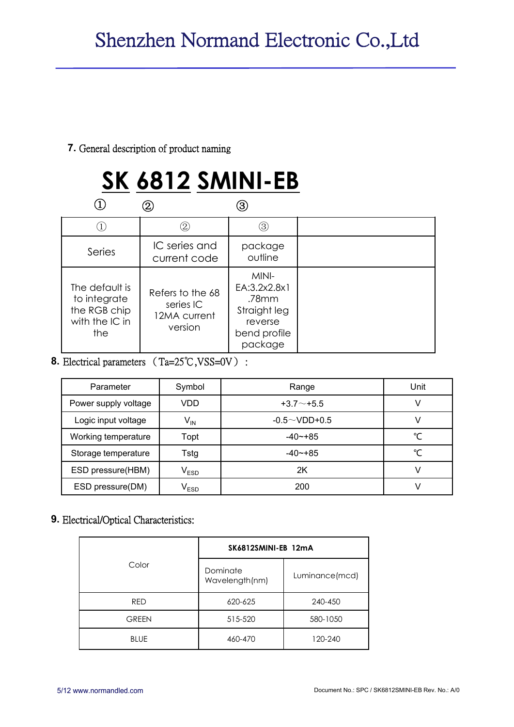## 7. General description of product naming

**SK 6812 SMINI-EB**

① ② ③

| ① | ② | ③ | |
|---|---|---|---|
| Series | IC series and current code | package outline | |
| The default is to integrate the RGB chip with the IC in the | Refers to the 68 series IC 12MA current version | MINI-EA:3.2x2.8x1.78mm Straight leg reverse bend profile package | |

## 8. Electrical parameters （Ta=25℃,VSS=0V）：

| Parameter | Symbol | Range | Unit |
|---|---|---|---|
| Power supply voltage | VDD | +3.7～+5.5 | V |
| Logic input voltage | $V_{IN}$ | -0.5～VDD+0.5 | V |
| Working temperature | Topt | -40~+85 | ℃ |
| Storage temperature | Tstg | -40~+85 | ℃ |
| ESD pressure(HBM) | $V_{ESD}$ | 2K | V |
| ESD pressure(DM) | $V_{ESD}$ | 200 | V |

## 9. Electrical/Optical Characteristics:

| Color | SK6812SMINI-EB 12mA | |
|---|---|---|
| | Dominate Wavelength(nm) | Luminance(mcd) |
| RED | 620-625 | 240-450 |
| GREEN | 515-520 | 580-1050 |
| BLUE | 460-470 | 120-240 |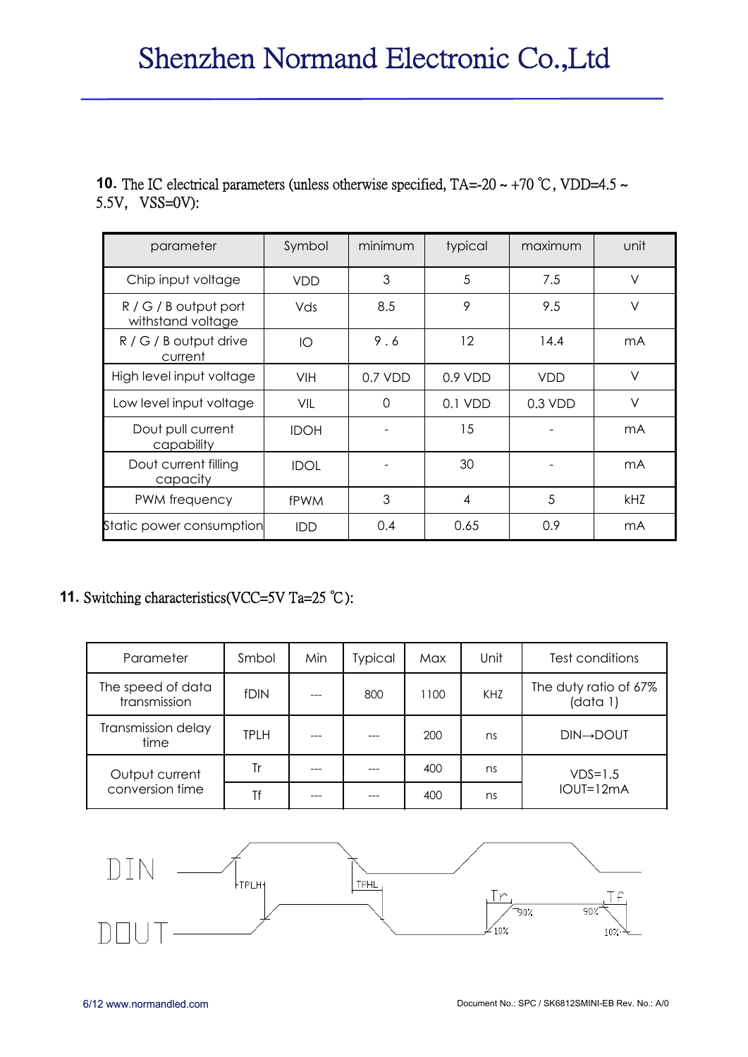**10.** The IC electrical parameters (unless otherwise specified, TA=-20 ~ +70 ℃, VDD=4.5 ~ 5.5V,  VSS=0V):

| parameter | Symbol | minimum | typical | maximum | unit |
|---|---|---|---|---|---|
| Chip input voltage | VDD | 3 | 5 | 7.5 | V |
| R / G / B output port withstand voltage | Vds | 8.5 | 9 | 9.5 | V |
| R / G / B output drive current | IO | 9 . 6 | 12 | 14.4 | mA |
| High level input voltage | VIH | 0.7 VDD | 0.9 VDD | VDD | V |
| Low level input voltage | VIL | 0 | 0.1 VDD | 0.3 VDD | V |
| Dout pull current capability | IDOH | - | 15 | - | mA |
| Dout current filling capacity | IDOL | - | 30 | - | mA |
| PWM frequency | fPWM | 3 | 4 | 5 | kHZ |
| Static power consumption | IDD | 0.4 | 0.65 | 0.9 | mA |

**11.** Switching characteristics(VCC=5V Ta=25 ℃):

| Parameter | Smbol | Min | Typical | Max | Unit | Test conditions |
|---|---|---|---|---|---|---|
| The speed of data transmission | fDIN | --- | 800 | 1100 | KHZ | The duty ratio of 67% (data 1) |
| Transmission delay time | TPLH | --- | --- | 200 | ns | DIN→DOUT |
| Output current conversion time | Tr | --- | --- | 400 | ns | VDS=1.5 IOUT=12mA |
| | Tf | --- | --- | 400 | ns | |

DIN

DOUT

TPLH TPHL Tr Tf 90% 90% 10% 10%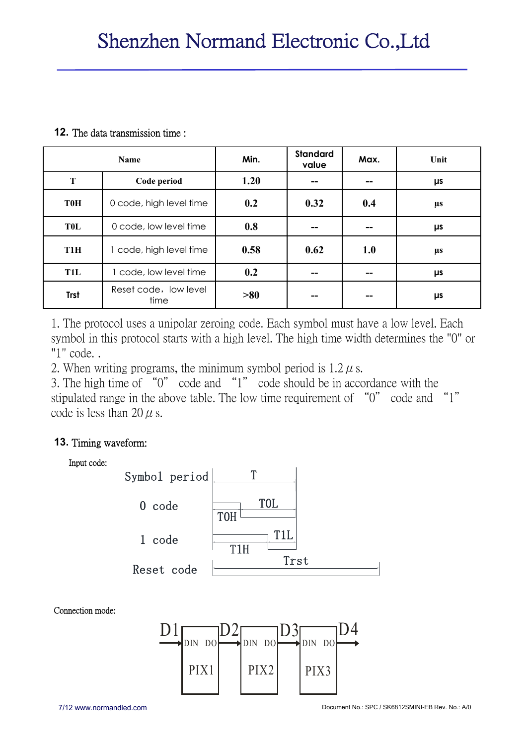## 12. The data transmission time :

| Name | | Min. | Standard value | Max. | Unit |
|---|---|---|---|---|---|
| T | Code period | 1.20 | -- | -- | μs |
| T0H | 0 code, high level time | 0.2 | 0.32 | 0.4 | μs |
| T0L | 0 code, low level time | 0.8 | -- | -- | μs |
| T1H | 1 code, high level time | 0.58 | 0.62 | 1.0 | μs |
| T1L | 1 code, low level time | 0.2 | -- | -- | μs |
| Trst | Reset code，low level time | >80 | -- | -- | μs |

1. The protocol uses a unipolar zeroing code. Each symbol must have a low level. Each symbol in this protocol starts with a high level. The high time width determines the "0" or "1" code. .
2. When writing programs, the minimum symbol period is 1.2 $\mu$ s.
3. The high time of "0" code and "1" code should be in accordance with the stipulated range in the above table. The low time requirement of "0" code and "1" code is less than 20 $\mu$ s.

## 13. Timing waveform:

Input code:

Symbol period — T

0 code — T0H, T0L

1 code — T1H, T1L

Reset code — Trst

Connection mode:

D1 → DIN PIX1 DO → D2 → DIN PIX2 DO → D3 → DIN PIX3 DO → D4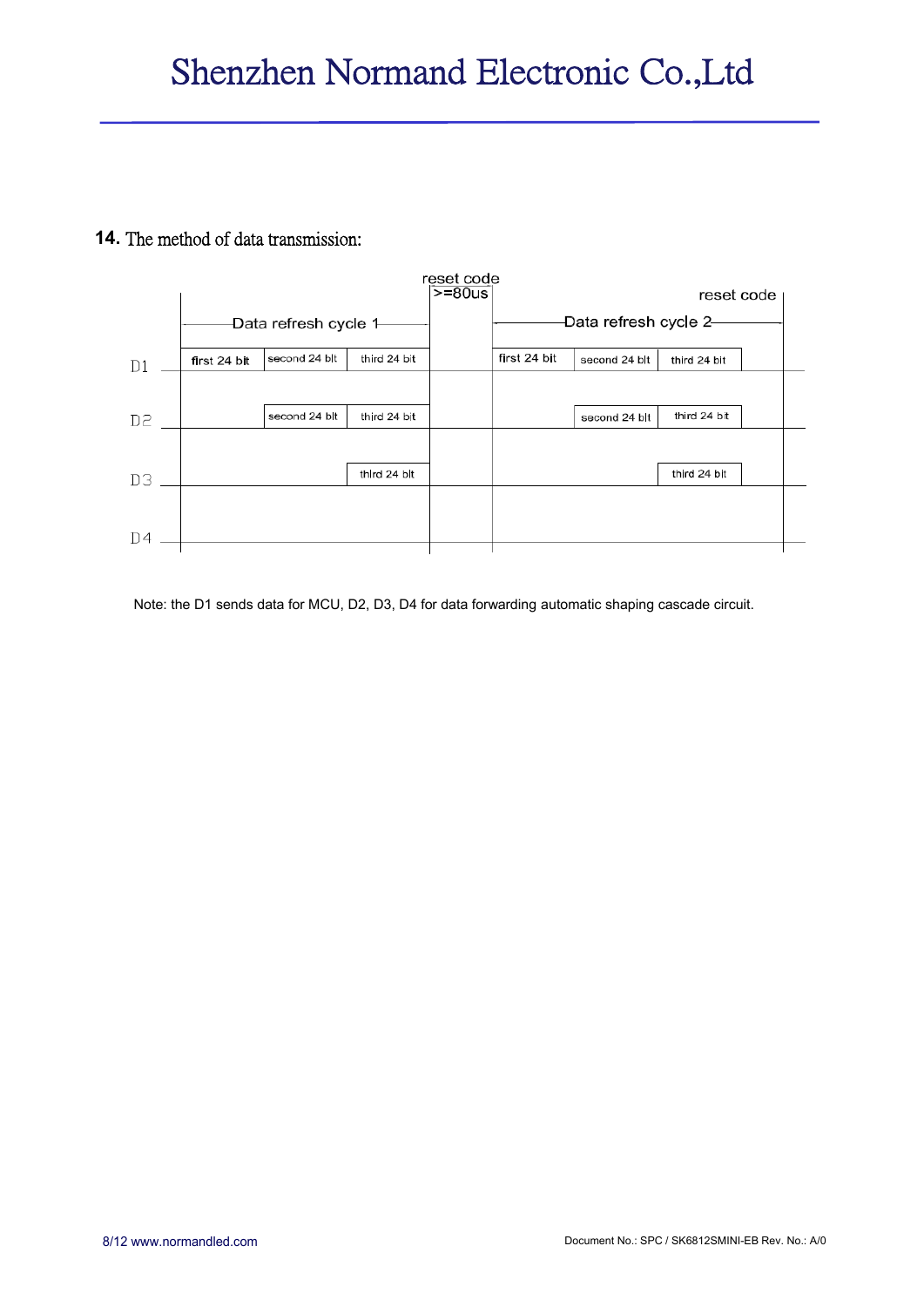## 14. The method of data transmission:

reset code >=80us

reset code

Data refresh cycle 1

Data refresh cycle 2

| | Data refresh cycle 1 | | | reset code >=80us | Data refresh cycle 2 | | | |
|---|---|---|---|---|---|---|---|---|
| D1 | first 24 bit | second 24 bit | third 24 bit | | first 24 bit | second 24 bit | third 24 bit | |
| D2 | | second 24 bit | third 24 bit | | | second 24 bit | third 24 bit | |
| D3 | | | third 24 bit | | | | third 24 bit | |
| D4 | | | | | | | | |

Note: the D1 sends data for MCU, D2, D3, D4 for data forwarding automatic shaping cascade circuit.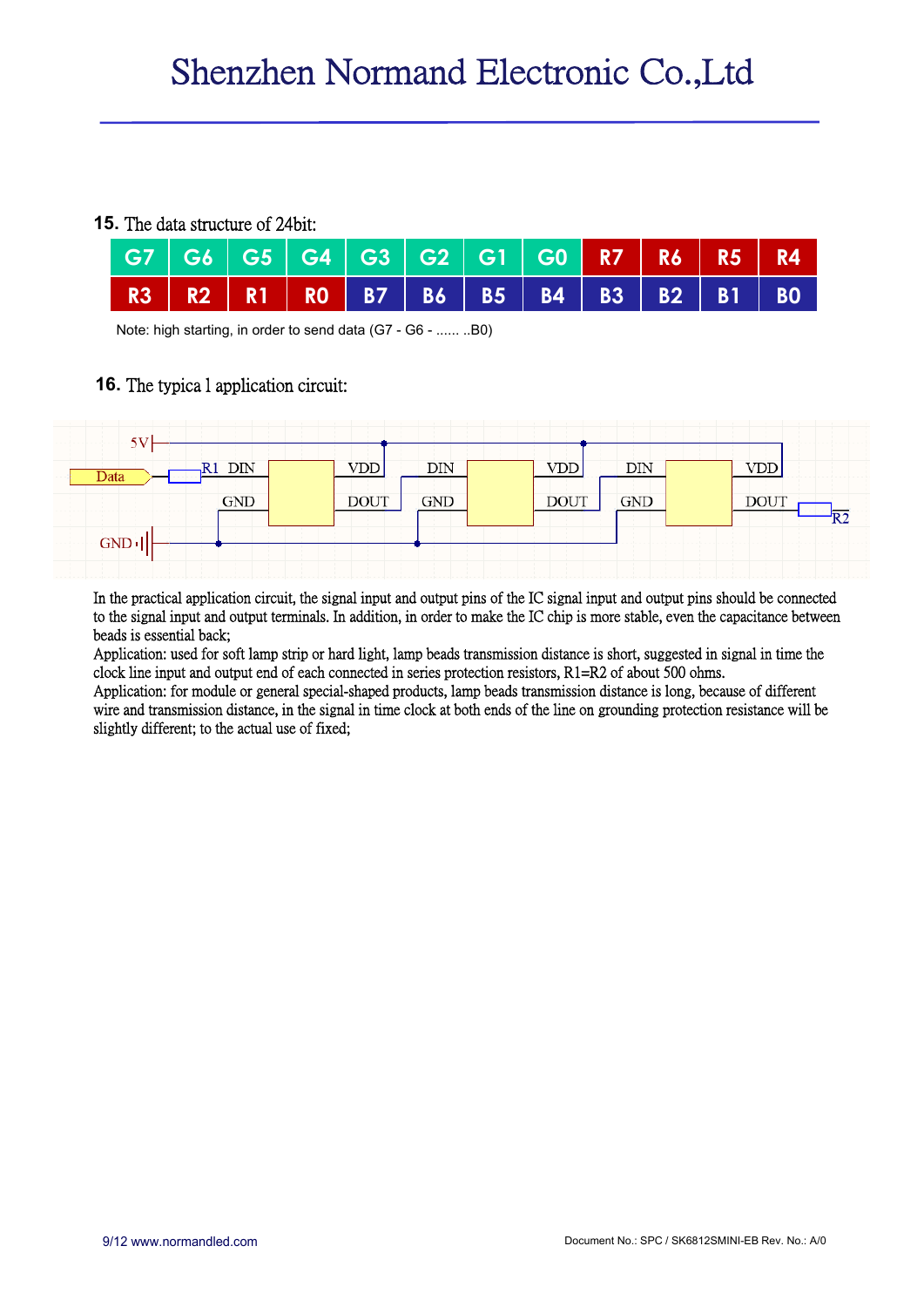## 15. The data structure of 24bit:

| G7 | G6 | G5 | G4 | G3 | G2 | G1 | G0 | R7 | R6 | R5 | R4 |
|---|---|---|---|---|---|---|---|---|---|---|---|
| R3 | R2 | R1 | R0 | B7 | B6 | B5 | B4 | B3 | B2 | B1 | B0 |

Note: high starting, in order to send data (G7 - G6 - ...... ..B0)

## 16. The typica l application circuit:

In the practical application circuit, the signal input and output pins of the IC signal input and output pins should be connected to the signal input and output terminals. In addition, in order to make the IC chip is more stable, even the capacitance between beads is essential back;

Application: used for soft lamp strip or hard light, lamp beads transmission distance is short, suggested in signal in time the clock line input and output end of each connected in series protection resistors, R1=R2 of about 500 ohms.

Application: for module or general special-shaped products, lamp beads transmission distance is long, because of different wire and transmission distance, in the signal in time clock at both ends of the line on grounding protection resistance will be slightly different; to the actual use of fixed;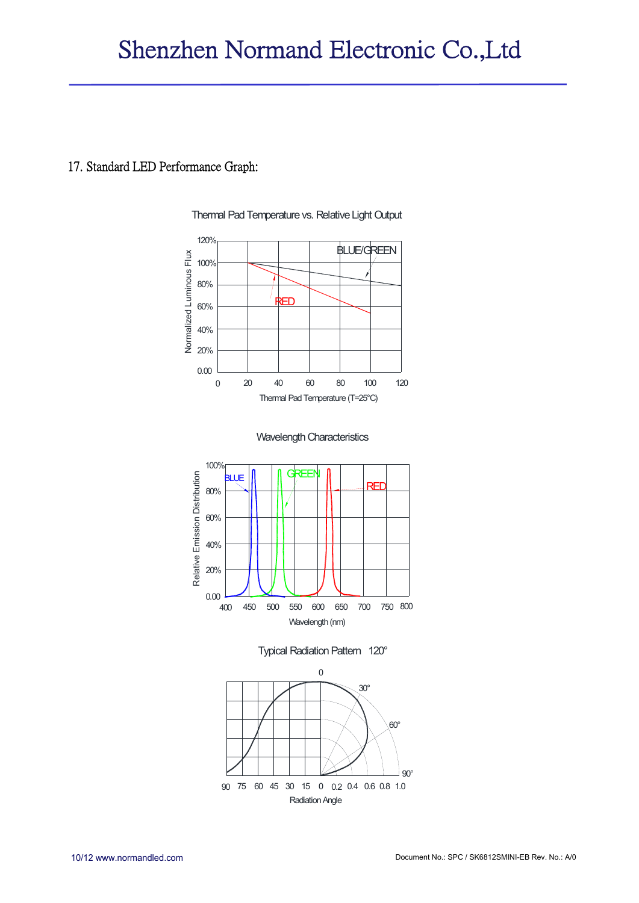## 17. Standard LED Performance Graph:

Thermal Pad Temperature vs. Relative Light Output

Wavelength Characteristics

Typical Radiation Pattern 120°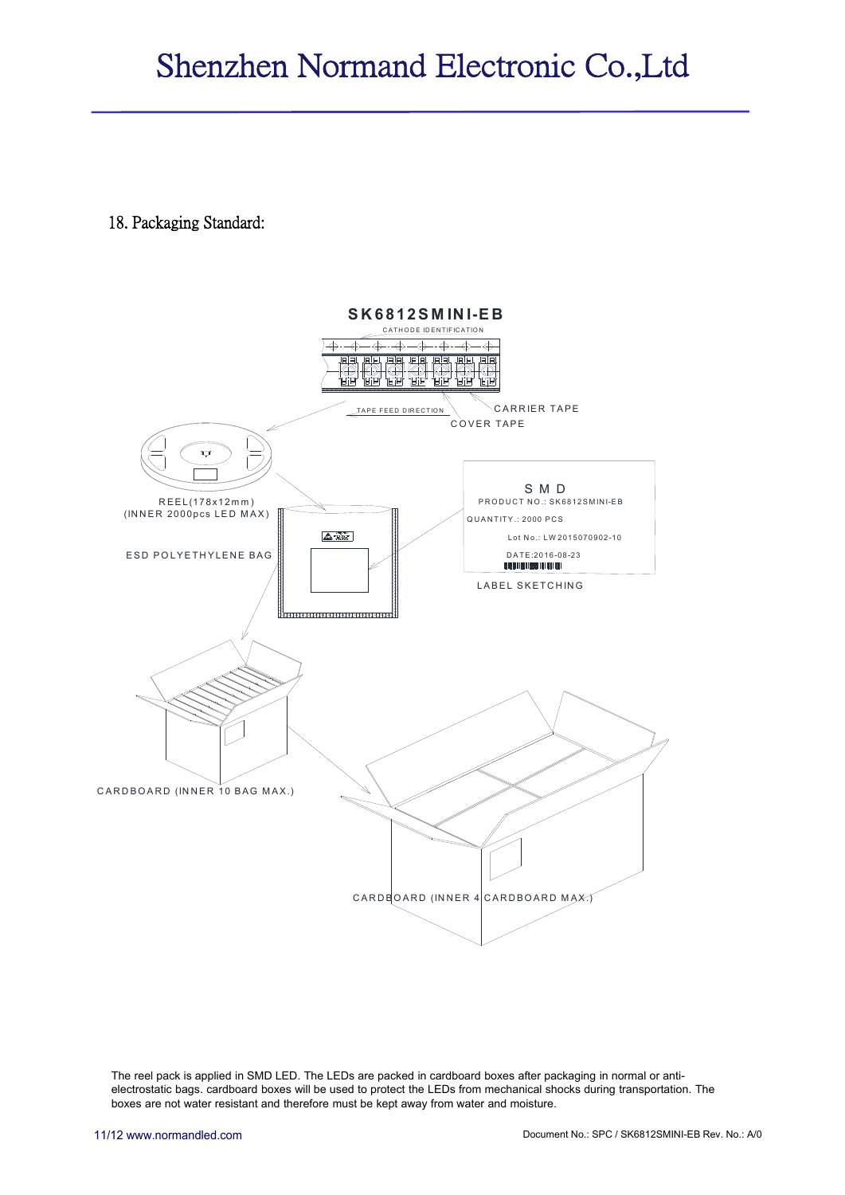## 18. Packaging Standard:

SK6812SMINI-EB

CATHODE IDENTIFICATION

TAPE FEED DIRECTION

CARRIER TAPE

COVER TAPE

REEL(178x12mm)
(INNER 2000pcs LED MAX)

ESD POLYETHYLENE BAG

S M D
PRODUCT NO.: SK6812SMINI-EB
QUANTITY.: 2000 PCS
Lot No.: LW2015070902-10
DATE:2016-08-23

LABEL SKETCHING

CARDBOARD (INNER 10 BAG MAX.)

CARDBOARD (INNER 4 CARDBOARD MAX.)

The reel pack is applied in SMD LED. The LEDs are packed in cardboard boxes after packaging in normal or anti-electrostatic bags. cardboard boxes will be used to protect the LEDs from mechanical shocks during transportation. The boxes are not water resistant and therefore must be kept away from water and moisture.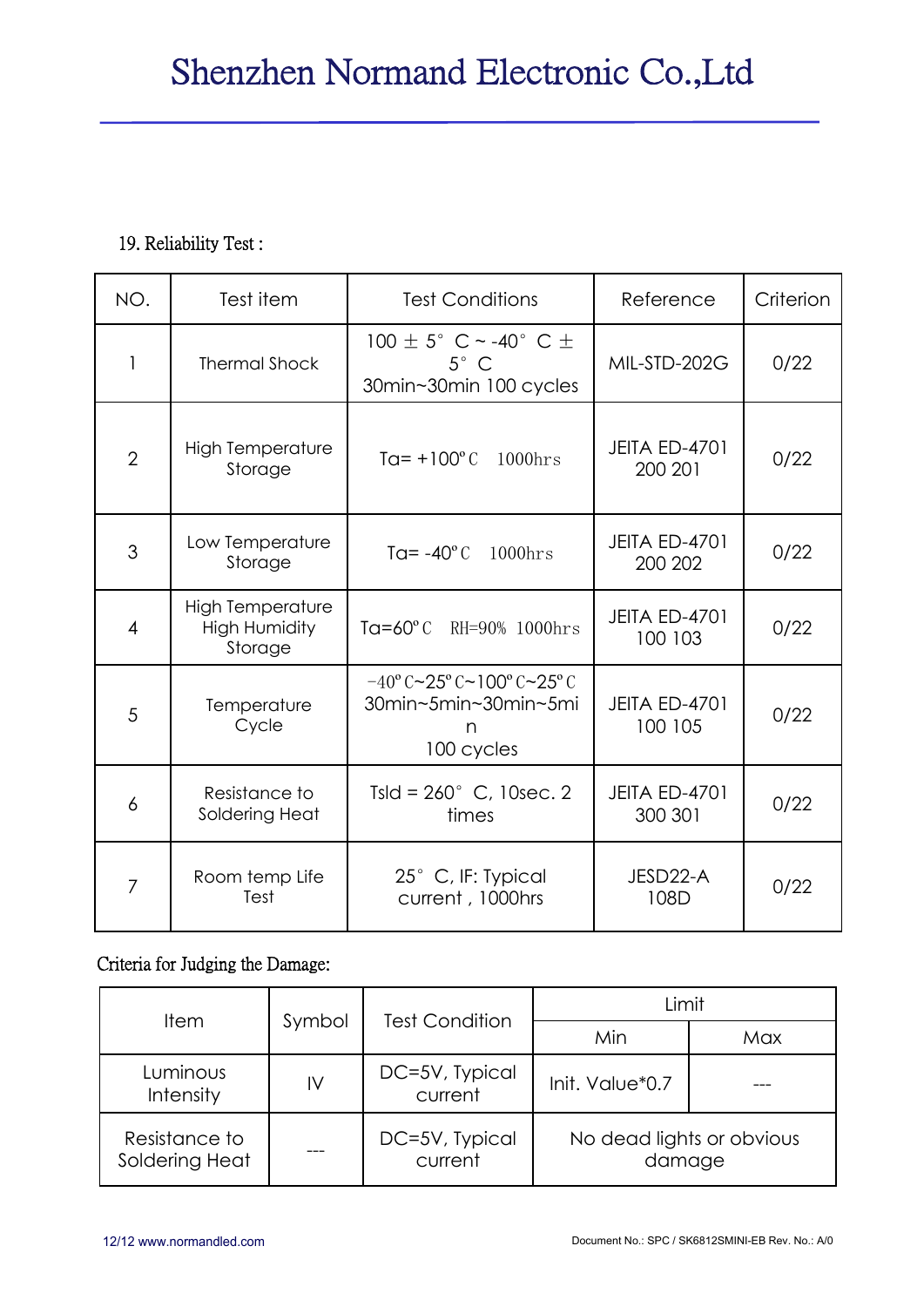### 19. Reliability Test :

| NO. | Test item | Test Conditions | Reference | Criterion |
|---|---|---|---|---|
| 1 | Thermal Shock | 100 ± 5° C ~ -40° C ± 5° C 30min~30min 100 cycles | MIL-STD-202G | 0/22 |
| 2 | High Temperature Storage | Ta= +100°C 1000hrs | JEITA ED-4701 200 201 | 0/22 |
| 3 | Low Temperature Storage | Ta= -40°C 1000hrs | JEITA ED-4701 200 202 | 0/22 |
| 4 | High Temperature High Humidity Storage | Ta=60°C RH=90% 1000hrs | JEITA ED-4701 100 103 | 0/22 |
| 5 | Temperature Cycle | -40°C~25°C~100°C~25°C 30min~5min~30min~5min 100 cycles | JEITA ED-4701 100 105 | 0/22 |
| 6 | Resistance to Soldering Heat | Tsld = 260° C, 10sec. 2 times | JEITA ED-4701 300 301 | 0/22 |
| 7 | Room temp Life Test | 25° C, IF: Typical current , 1000hrs | JESD22-A 108D | 0/22 |

Criteria for Judging the Damage:

| Item | Symbol | Test Condition | Limit | |
|---|---|---|---|---|
| | | | Min | Max |
| Luminous Intensity | IV | DC=5V, Typical current | Init. Value*0.7 | --- |
| Resistance to Soldering Heat | --- | DC=5V, Typical current | No dead lights or obvious damage | |